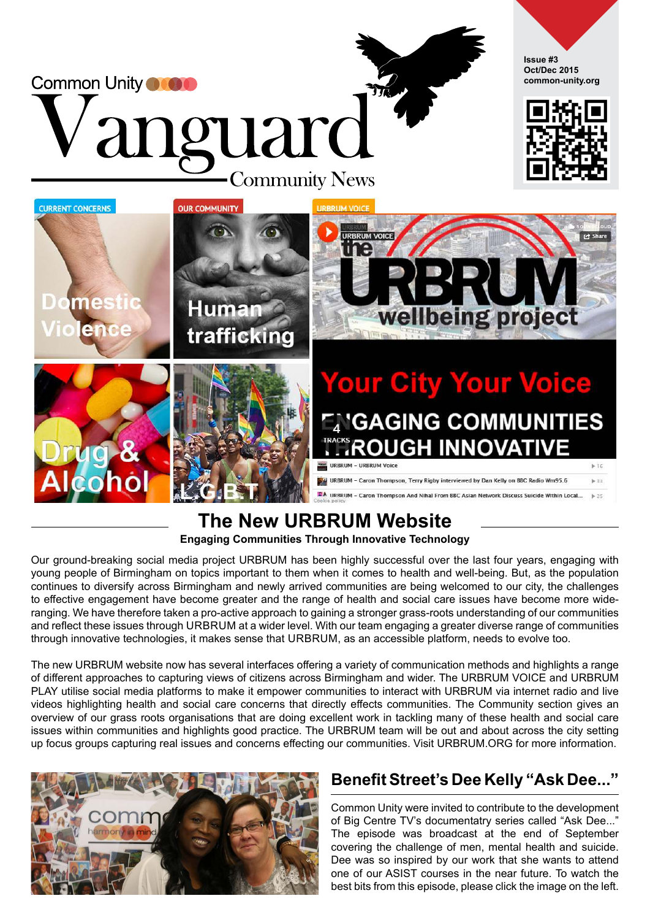Common Unity

# Vanguard

Community News

Issue #3
Oct/Dec 2015
common-unity.org

CURRENT CONCERNS

Domestic Violence

OUR COMMUNITY

Human trafficking

URBRUM VOICE

Drug & Alcohol

L.G.B.T

## The New URBRUM Website

**Engaging Communities Through Innovative Technology**

Our ground-breaking social media project URBRUM has been highly successful over the last four years, engaging with young people of Birmingham on topics important to them when it comes to health and well-being. But, as the population continues to diversify across Birmingham and newly arrived communities are being welcomed to our city, the challenges to effective engagement have become greater and the range of health and social care issues have become more wide-ranging. We have therefore taken a pro-active approach to gaining a stronger grass-roots understanding of our communities and reflect these issues through URBRUM at a wider level. With our team engaging a greater diverse range of communities through innovative technologies, it makes sense that URBRUM, as an accessible platform, needs to evolve too.

The new URBRUM website now has several interfaces offering a variety of communication methods and highlights a range of different approaches to capturing views of citizens across Birmingham and wider. The URBRUM VOICE and URBRUM PLAY utilise social media platforms to make it empower communities to interact with URBRUM via internet radio and live videos highlighting health and social care concerns that directly effects communities. The Community section gives an overview of our grass roots organisations that are doing excellent work in tackling many of these health and social care issues within communities and highlights good practice. The URBRUM team will be out and about across the city setting up focus groups capturing real issues and concerns effecting our communities. Visit URBRUM.ORG for more information.

## Benefit Street's Dee Kelly "Ask Dee..."

Common Unity were invited to contribute to the development of Big Centre TV's documentary series called "Ask Dee..." The episode was broadcast at the end of September covering the challenge of men, mental health and suicide. Dee was so inspired by our work that she wants to attend one of our ASIST courses in the near future. To watch the best bits from this episode, please click the image on the left.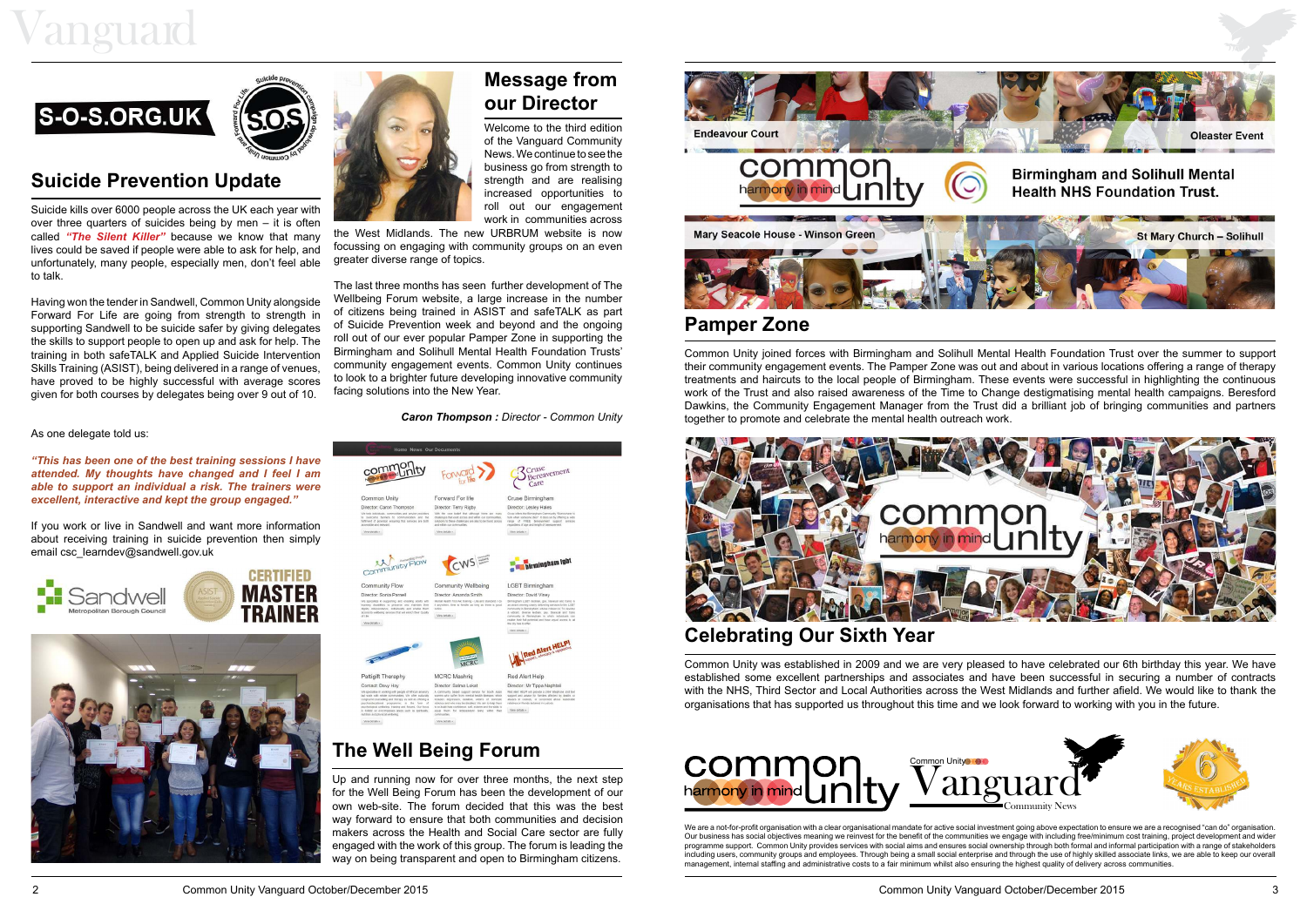# Vanguard

S-O-S.ORG.UK

## Suicide Prevention Update

Suicide kills over 6000 people across the UK each year with over three quarters of suicides being by men – it is often called ***"The Silent Killer"*** because we know that many lives could be saved if people were able to ask for help, and unfortunately, many people, especially men, don't feel able to talk.

Having won the tender in Sandwell, Common Unity alongside Forward For Life are going from strength to strength in supporting Sandwell to be suicide safer by giving delegates the skills to support people to open up and ask for help. The training in both safeTALK and Applied Suicide Intervention Skills Training (ASIST), being delivered in a range of venues, have proved to be highly successful with average scores given for both courses by delegates being over 9 out of 10.

As one delegate told us:

***"This has been one of the best training sessions I have attended. My thoughts have changed and I feel I am able to support an individual a risk. The trainers were excellent, interactive and kept the group engaged."***

If you work or live in Sandwell and want more information about receiving training in suicide prevention then simply email csc_learndev@sandwell.gov.uk

Sandwell Metropolitan Borough Council

CERTIFIED MASTER TRAINER

## Message from our Director

Welcome to the third edition of the Vanguard Community News. We continue to see the business go from strength to strength and are realising increased opportunities to roll out our engagement work in communities across the West Midlands. The new URBRUM website is now focussing on engaging with community groups on an even greater diverse range of topics.

The last three months has seen further development of The Wellbeing Forum website, a large increase in the number of citizens being trained in ASIST and safeTALK as part of Suicide Prevention week and beyond and the ongoing roll out of our ever popular Pamper Zone in supporting the Birmingham and Solihull Mental Health Foundation Trusts' community engagement events. Common Unity continues to look to a brighter future developing innovative community facing solutions into the New Year.

***Caron Thompson** : Director - Common Unity*

## The Well Being Forum

Up and running now for over three months, the next step for the Well Being Forum has been the development of our own web-site. The forum decided that this was the best way forward to ensure that both communities and decision makers across the Health and Social Care sector are fully engaged with the work of this group. The forum is leading the way on being transparent and open to Birmingham citizens.

Endeavour Court | Oleaster Event

Birmingham and Solihull Mental Health NHS Foundation Trust.

Mary Seacole House - Winson Green | St Mary Church – Solihull

## Pamper Zone

Common Unity joined forces with Birmingham and Solihull Mental Health Foundation Trust over the summer to support their community engagement events. The Pamper Zone was out and about in various locations offering a range of therapy treatments and haircuts to the local people of Birmingham. These events were successful in highlighting the continuous work of the Trust and also raised awareness of the Time to Change destigmatising mental health campaigns. Beresford Dawkins, the Community Engagement Manager from the Trust did a brilliant job of bringing communities and partners together to promote and celebrate the mental health outreach work.

## Celebrating Our Sixth Year

Common Unity was established in 2009 and we are very pleased to have celebrated our 6th birthday this year. We have established some excellent partnerships and associates and have been successful in securing a number of contracts with the NHS, Third Sector and Local Authorities across the West Midlands and further afield. We would like to thank the organisations that has supported us throughout this time and we look forward to working with you in the future.

Common Unity Vanguard Community News

6 YEARS ESTABLISHED

We are a not-for-profit organisation with a clear organisational mandate for active social investment going above expectation to ensure we are a recognised "can do" organisation. Our business has social objectives meaning we reinvest for the benefit of the communities we engage with including free/minimum cost training, project development and wider programme support. Common Unity provides services with social aims and ensures social ownership through both formal and informal participation with a range of stakeholders including users, community groups and employees. Through being a small social enterprise and through the use of highly skilled associate links, we are able to keep our overall management, internal staffing and administrative costs to a fair minimum whilst also ensuring the highest quality of delivery across communities.